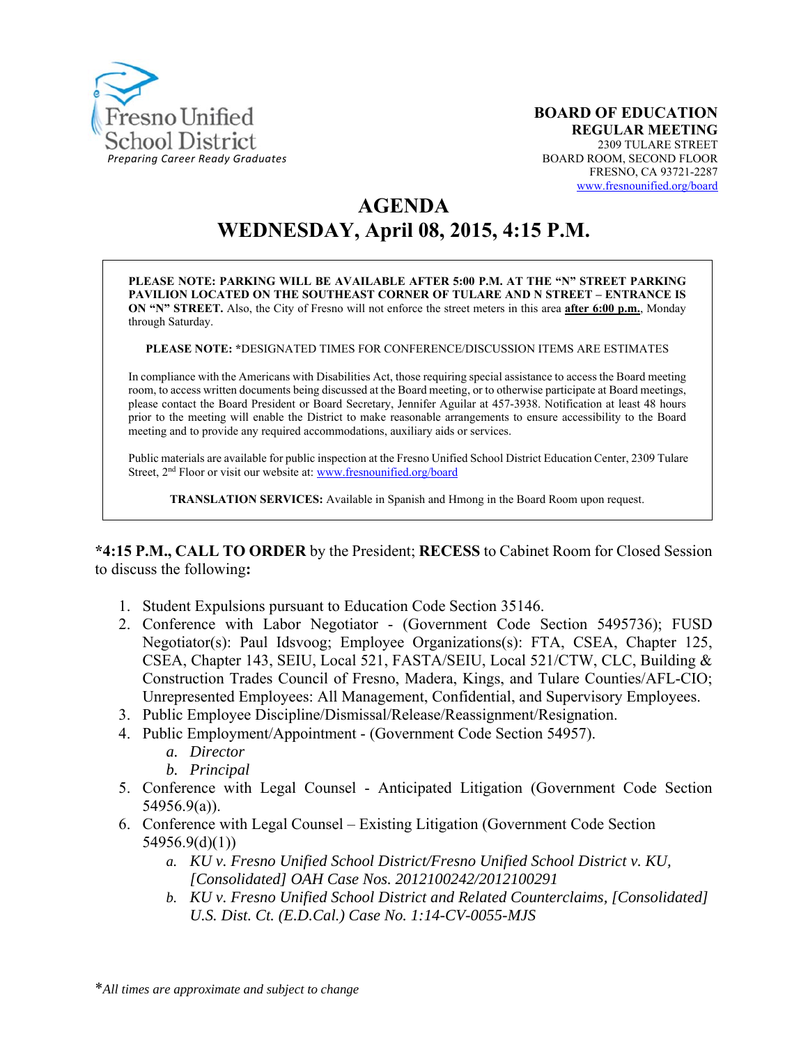Fresno Unified School District

*Preparing Career Ready Graduates*

**BOARD OF EDUCATION**
**REGULAR MEETING**
2309 TULARE STREET
BOARD ROOM, SECOND FLOOR
FRESNO, CA 93721-2287
www.fresnounified.org/board

# AGENDA
# WEDNESDAY, April 08, 2015, 4:15 P.M.

**PLEASE NOTE: PARKING WILL BE AVAILABLE AFTER 5:00 P.M. AT THE "N" STREET PARKING PAVILION LOCATED ON THE SOUTHEAST CORNER OF TULARE AND N STREET – ENTRANCE IS ON "N" STREET.** Also, the City of Fresno will not enforce the street meters in this area **after 6:00 p.m.**, Monday through Saturday.

**PLEASE NOTE:** *DESIGNATED TIMES FOR CONFERENCE/DISCUSSION ITEMS ARE ESTIMATES

In compliance with the Americans with Disabilities Act, those requiring special assistance to access the Board meeting room, to access written documents being discussed at the Board meeting, or to otherwise participate at Board meetings, please contact the Board President or Board Secretary, Jennifer Aguilar at 457-3938. Notification at least 48 hours prior to the meeting will enable the District to make reasonable arrangements to ensure accessibility to the Board meeting and to provide any required accommodations, auxiliary aids or services.

Public materials are available for public inspection at the Fresno Unified School District Education Center, 2309 Tulare Street, 2nd Floor or visit our website at: www.fresnounified.org/board

**TRANSLATION SERVICES:** Available in Spanish and Hmong in the Board Room upon request.

***4:15 P.M., CALL TO ORDER** by the President; **RECESS** to Cabinet Room for Closed Session to discuss the following**:**

1. Student Expulsions pursuant to Education Code Section 35146.
2. Conference with Labor Negotiator - (Government Code Section 5495736); FUSD Negotiator(s): Paul Idsvoog; Employee Organizations(s): FTA, CSEA, Chapter 125, CSEA, Chapter 143, SEIU, Local 521, FASTA/SEIU, Local 521/CTW, CLC, Building & Construction Trades Council of Fresno, Madera, Kings, and Tulare Counties/AFL-CIO; Unrepresented Employees: All Management, Confidential, and Supervisory Employees.
3. Public Employee Discipline/Dismissal/Release/Reassignment/Resignation.
4. Public Employment/Appointment - (Government Code Section 54957).
   a. *Director*
   b. *Principal*
5. Conference with Legal Counsel - Anticipated Litigation (Government Code Section 54956.9(a)).
6. Conference with Legal Counsel – Existing Litigation (Government Code Section 54956.9(d)(1))
   a. *KU v. Fresno Unified School District/Fresno Unified School District v. KU, [Consolidated] OAH Case Nos. 2012100242/2012100291*
   b. *KU v. Fresno Unified School District and Related Counterclaims, [Consolidated] U.S. Dist. Ct. (E.D.Cal.) Case No. 1:14-CV-0055-MJS*

**All times are approximate and subject to change*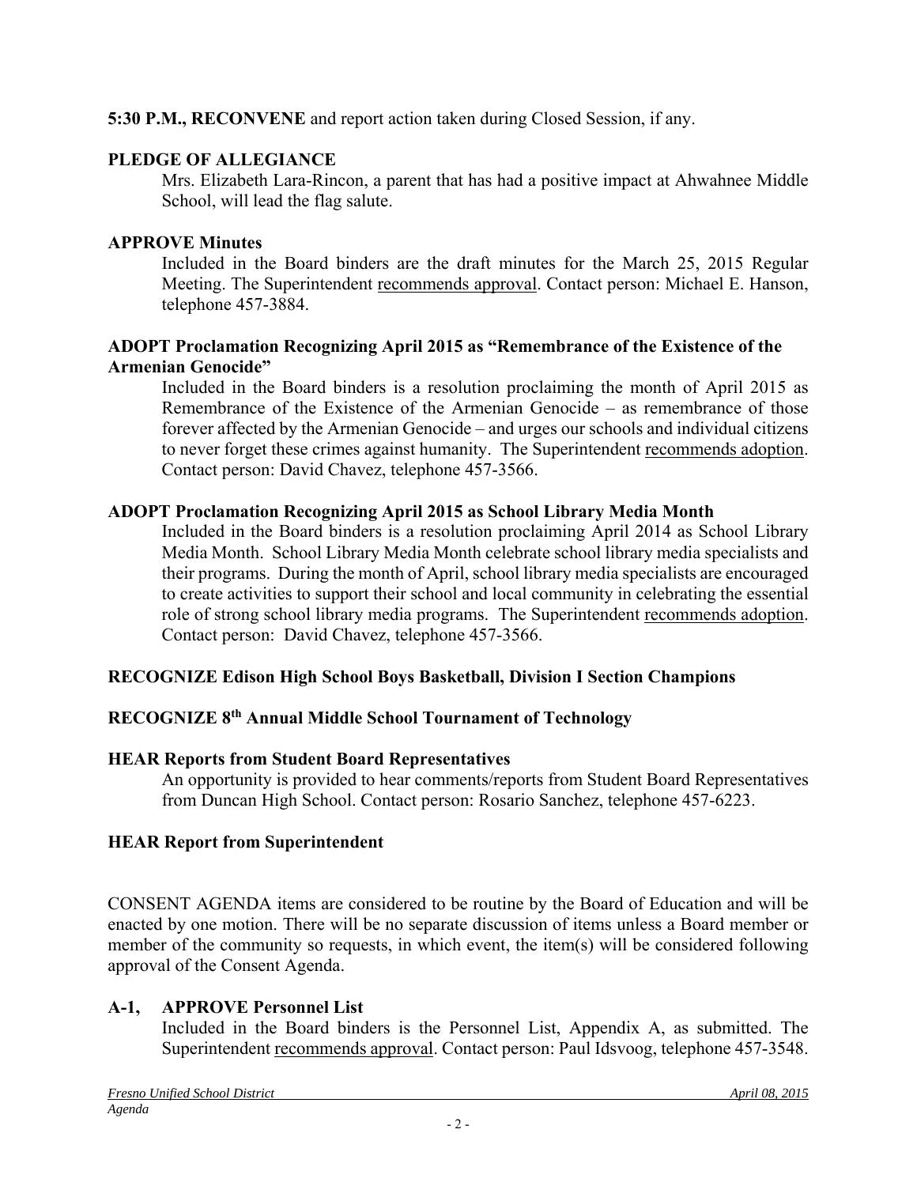**5:30 P.M., RECONVENE** and report action taken during Closed Session, if any.

**PLEDGE OF ALLEGIANCE**

Mrs. Elizabeth Lara-Rincon, a parent that has had a positive impact at Ahwahnee Middle School, will lead the flag salute.

**APPROVE Minutes**

Included in the Board binders are the draft minutes for the March 25, 2015 Regular Meeting. The Superintendent recommends approval. Contact person: Michael E. Hanson, telephone 457-3884.

**ADOPT Proclamation Recognizing April 2015 as "Remembrance of the Existence of the Armenian Genocide"**

Included in the Board binders is a resolution proclaiming the month of April 2015 as Remembrance of the Existence of the Armenian Genocide – as remembrance of those forever affected by the Armenian Genocide – and urges our schools and individual citizens to never forget these crimes against humanity. The Superintendent recommends adoption. Contact person: David Chavez, telephone 457-3566.

**ADOPT Proclamation Recognizing April 2015 as School Library Media Month**

Included in the Board binders is a resolution proclaiming April 2014 as School Library Media Month. School Library Media Month celebrate school library media specialists and their programs. During the month of April, school library media specialists are encouraged to create activities to support their school and local community in celebrating the essential role of strong school library media programs. The Superintendent recommends adoption. Contact person: David Chavez, telephone 457-3566.

**RECOGNIZE Edison High School Boys Basketball, Division I Section Champions**

**RECOGNIZE 8th Annual Middle School Tournament of Technology**

**HEAR Reports from Student Board Representatives**

An opportunity is provided to hear comments/reports from Student Board Representatives from Duncan High School. Contact person: Rosario Sanchez, telephone 457-6223.

**HEAR Report from Superintendent**

CONSENT AGENDA items are considered to be routine by the Board of Education and will be enacted by one motion. There will be no separate discussion of items unless a Board member or member of the community so requests, in which event, the item(s) will be considered following approval of the Consent Agenda.

**A-1, APPROVE Personnel List**

Included in the Board binders is the Personnel List, Appendix A, as submitted. The Superintendent recommends approval. Contact person: Paul Idsvoog, telephone 457-3548.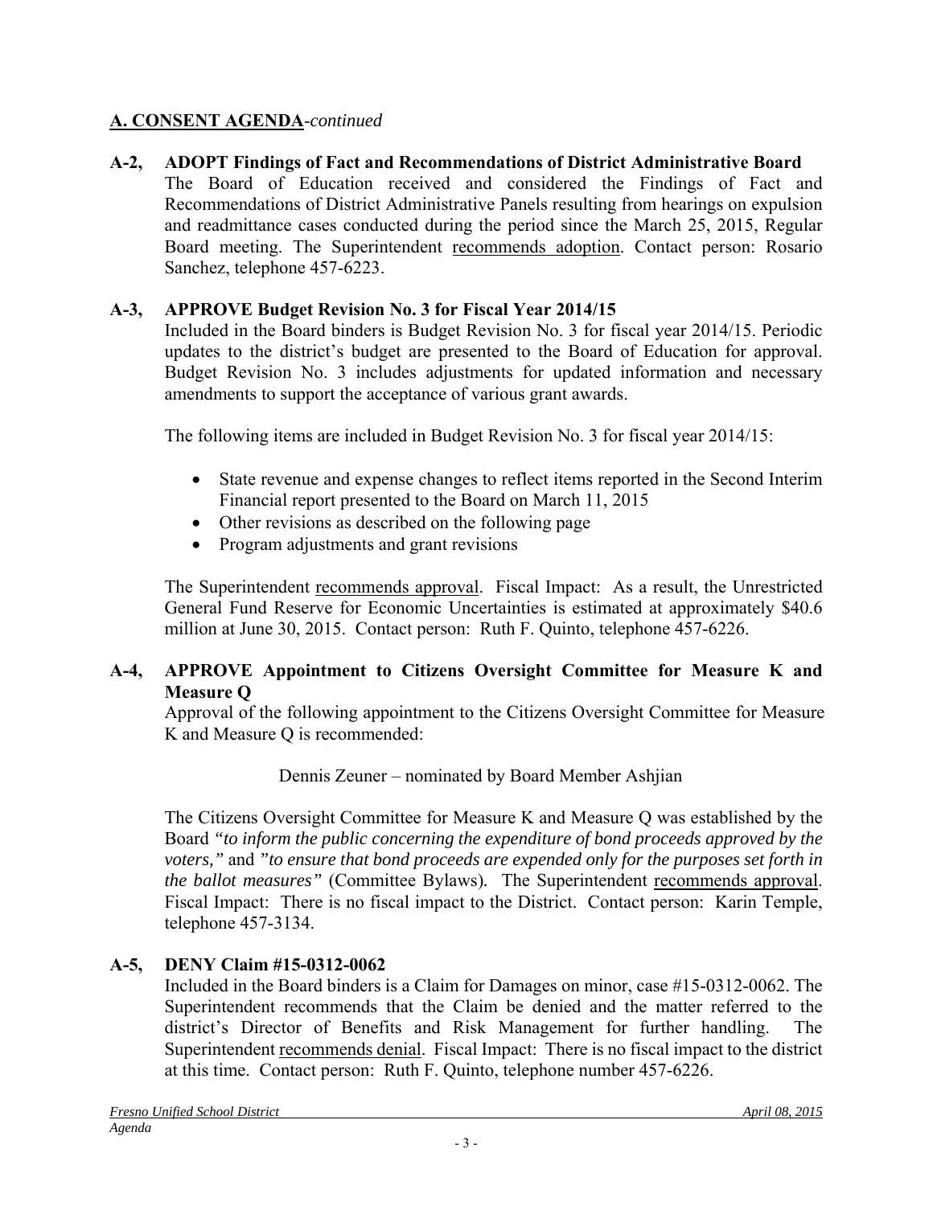## A. CONSENT AGENDA-*continued*

**A-2, ADOPT Findings of Fact and Recommendations of District Administrative Board**

The Board of Education received and considered the Findings of Fact and Recommendations of District Administrative Panels resulting from hearings on expulsion and readmittance cases conducted during the period since the March 25, 2015, Regular Board meeting. The Superintendent recommends adoption. Contact person: Rosario Sanchez, telephone 457-6223.

**A-3, APPROVE Budget Revision No. 3 for Fiscal Year 2014/15**

Included in the Board binders is Budget Revision No. 3 for fiscal year 2014/15. Periodic updates to the district's budget are presented to the Board of Education for approval. Budget Revision No. 3 includes adjustments for updated information and necessary amendments to support the acceptance of various grant awards.

The following items are included in Budget Revision No. 3 for fiscal year 2014/15:

- State revenue and expense changes to reflect items reported in the Second Interim Financial report presented to the Board on March 11, 2015
- Other revisions as described on the following page
- Program adjustments and grant revisions

The Superintendent recommends approval. Fiscal Impact: As a result, the Unrestricted General Fund Reserve for Economic Uncertainties is estimated at approximately $40.6 million at June 30, 2015. Contact person: Ruth F. Quinto, telephone 457-6226.

**A-4, APPROVE Appointment to Citizens Oversight Committee for Measure K and Measure Q**

Approval of the following appointment to the Citizens Oversight Committee for Measure K and Measure Q is recommended:

Dennis Zeuner – nominated by Board Member Ashjian

The Citizens Oversight Committee for Measure K and Measure Q was established by the Board *"to inform the public concerning the expenditure of bond proceeds approved by the voters,"* and *"to ensure that bond proceeds are expended only for the purposes set forth in the ballot measures"* (Committee Bylaws). The Superintendent recommends approval. Fiscal Impact: There is no fiscal impact to the District. Contact person: Karin Temple, telephone 457-3134.

**A-5, DENY Claim #15-0312-0062**

Included in the Board binders is a Claim for Damages on minor, case #15-0312-0062. The Superintendent recommends that the Claim be denied and the matter referred to the district's Director of Benefits and Risk Management for further handling. The Superintendent recommends denial. Fiscal Impact: There is no fiscal impact to the district at this time. Contact person: Ruth F. Quinto, telephone number 457-6226.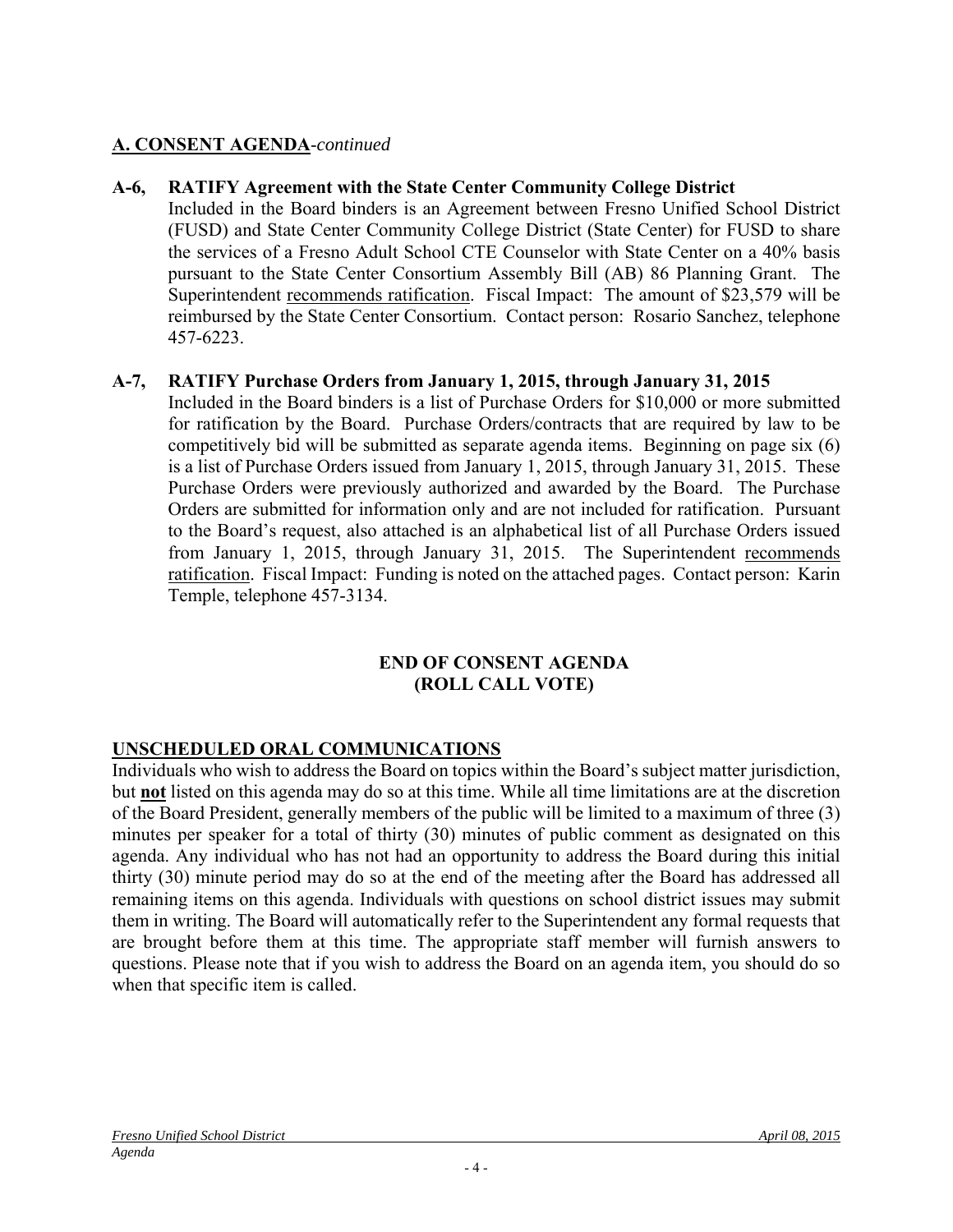## A. CONSENT AGENDA-*continued*

**A-6, RATIFY Agreement with the State Center Community College District**

Included in the Board binders is an Agreement between Fresno Unified School District (FUSD) and State Center Community College District (State Center) for FUSD to share the services of a Fresno Adult School CTE Counselor with State Center on a 40% basis pursuant to the State Center Consortium Assembly Bill (AB) 86 Planning Grant. The Superintendent recommends ratification. Fiscal Impact: The amount of $23,579 will be reimbursed by the State Center Consortium. Contact person: Rosario Sanchez, telephone 457-6223.

**A-7, RATIFY Purchase Orders from January 1, 2015, through January 31, 2015**

Included in the Board binders is a list of Purchase Orders for $10,000 or more submitted for ratification by the Board. Purchase Orders/contracts that are required by law to be competitively bid will be submitted as separate agenda items. Beginning on page six (6) is a list of Purchase Orders issued from January 1, 2015, through January 31, 2015. These Purchase Orders were previously authorized and awarded by the Board. The Purchase Orders are submitted for information only and are not included for ratification. Pursuant to the Board's request, also attached is an alphabetical list of all Purchase Orders issued from January 1, 2015, through January 31, 2015. The Superintendent recommends ratification. Fiscal Impact: Funding is noted on the attached pages. Contact person: Karin Temple, telephone 457-3134.

**END OF CONSENT AGENDA**
**(ROLL CALL VOTE)**

## UNSCHEDULED ORAL COMMUNICATIONS

Individuals who wish to address the Board on topics within the Board's subject matter jurisdiction, but **not** listed on this agenda may do so at this time. While all time limitations are at the discretion of the Board President, generally members of the public will be limited to a maximum of three (3) minutes per speaker for a total of thirty (30) minutes of public comment as designated on this agenda. Any individual who has not had an opportunity to address the Board during this initial thirty (30) minute period may do so at the end of the meeting after the Board has addressed all remaining items on this agenda. Individuals with questions on school district issues may submit them in writing. The Board will automatically refer to the Superintendent any formal requests that are brought before them at this time. The appropriate staff member will furnish answers to questions. Please note that if you wish to address the Board on an agenda item, you should do so when that specific item is called.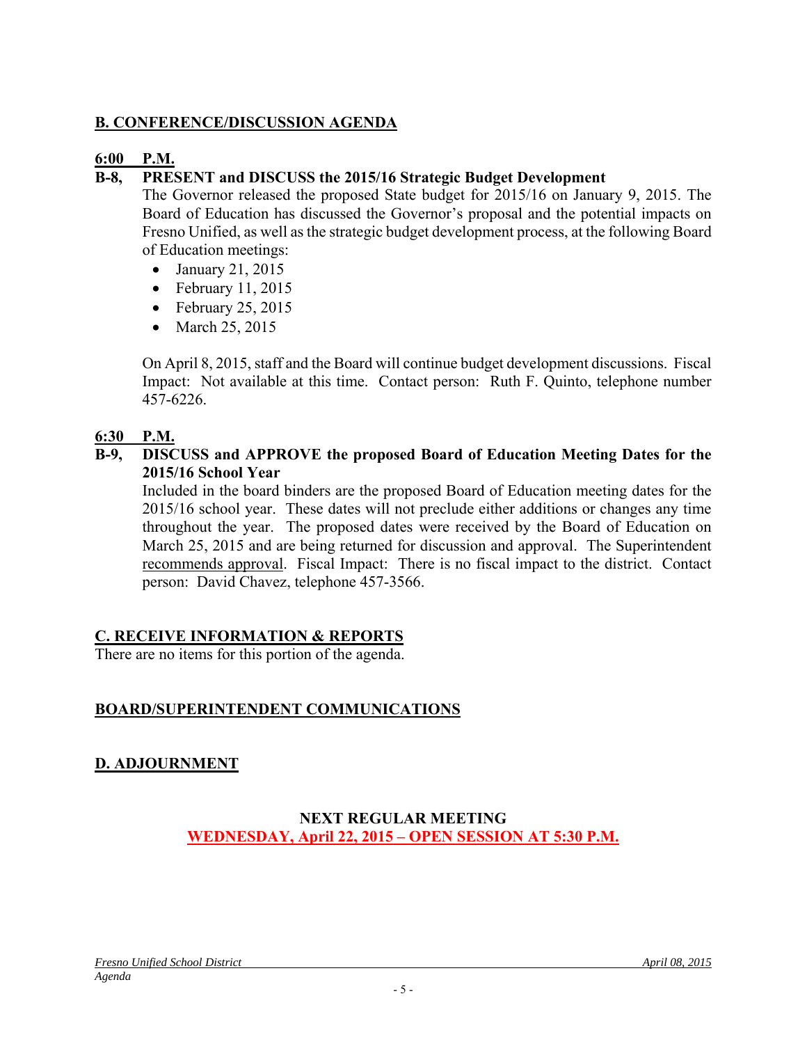## B. CONFERENCE/DISCUSSION AGENDA

**6:00 P.M.**

**B-8, PRESENT and DISCUSS the 2015/16 Strategic Budget Development**

The Governor released the proposed State budget for 2015/16 on January 9, 2015. The Board of Education has discussed the Governor's proposal and the potential impacts on Fresno Unified, as well as the strategic budget development process, at the following Board of Education meetings:

- January 21, 2015
- February 11, 2015
- February 25, 2015
- March 25, 2015

On April 8, 2015, staff and the Board will continue budget development discussions. Fiscal Impact: Not available at this time. Contact person: Ruth F. Quinto, telephone number 457-6226.

**6:30 P.M.**

**B-9, DISCUSS and APPROVE the proposed Board of Education Meeting Dates for the 2015/16 School Year**

Included in the board binders are the proposed Board of Education meeting dates for the 2015/16 school year. These dates will not preclude either additions or changes any time throughout the year. The proposed dates were received by the Board of Education on March 25, 2015 and are being returned for discussion and approval. The Superintendent recommends approval. Fiscal Impact: There is no fiscal impact to the district. Contact person: David Chavez, telephone 457-3566.

## C. RECEIVE INFORMATION & REPORTS

There are no items for this portion of the agenda.

## BOARD/SUPERINTENDENT COMMUNICATIONS

## D. ADJOURNMENT

**NEXT REGULAR MEETING**

**WEDNESDAY, April 22, 2015 – OPEN SESSION AT 5:30 P.M.**